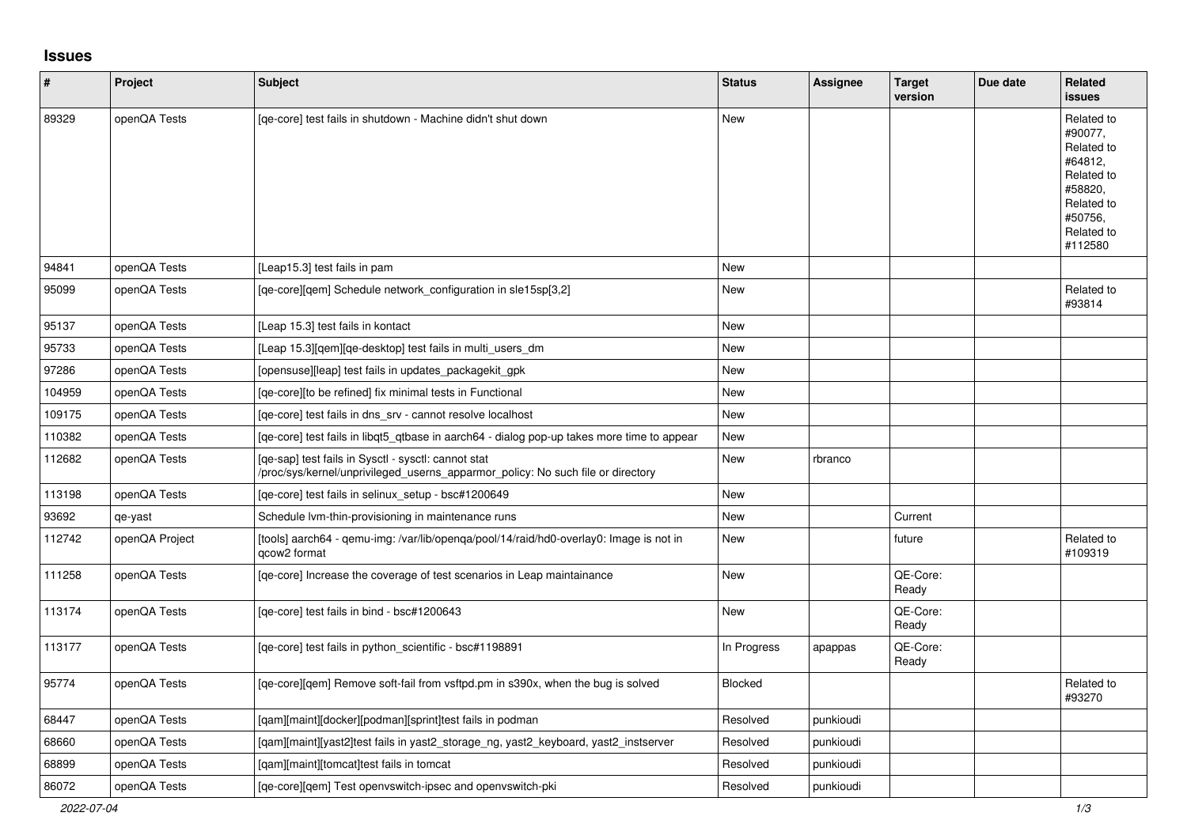## Issues

| # | Project | Subject | Status | Assignee | Target version | Due date | Related issues |
|---|---|---|---|---|---|---|---|
| 89329 | openQA Tests | [qe-core] test fails in shutdown - Machine didn't shut down | New | | | | Related to #90077, Related to #64812, Related to #58820, Related to #50756, Related to #112580 |
| 94841 | openQA Tests | [Leap15.3] test fails in pam | New | | | | |
| 95099 | openQA Tests | [qe-core][qem] Schedule network_configuration in sle15sp[3,2] | New | | | | Related to #93814 |
| 95137 | openQA Tests | [Leap 15.3] test fails in kontact | New | | | | |
| 95733 | openQA Tests | [Leap 15.3][qem][qe-desktop] test fails in multi_users_dm | New | | | | |
| 97286 | openQA Tests | [opensuse][leap] test fails in updates_packagekit_gpk | New | | | | |
| 104959 | openQA Tests | [qe-core][to be refined] fix minimal tests in Functional | New | | | | |
| 109175 | openQA Tests | [qe-core] test fails in dns_srv - cannot resolve localhost | New | | | | |
| 110382 | openQA Tests | [qe-core] test fails in libqt5_qtbase in aarch64 - dialog pop-up takes more time to appear | New | | | | |
| 112682 | openQA Tests | [qe-sap] test fails in Sysctl - sysctl: cannot stat /proc/sys/kernel/unprivileged_userns_apparmor_policy: No such file or directory | New | rbranco | | | |
| 113198 | openQA Tests | [qe-core] test fails in selinux_setup - bsc#1200649 | New | | | | |
| 93692 | qe-yast | Schedule lvm-thin-provisioning in maintenance runs | New | | Current | | |
| 112742 | openQA Project | [tools] aarch64 - qemu-img: /var/lib/openqa/pool/14/raid/hd0-overlay0: Image is not in qcow2 format | New | | future | | Related to #109319 |
| 111258 | openQA Tests | [qe-core] Increase the coverage of test scenarios in Leap maintainance | New | | QE-Core: Ready | | |
| 113174 | openQA Tests | [qe-core] test fails in bind - bsc#1200643 | New | | QE-Core: Ready | | |
| 113177 | openQA Tests | [qe-core] test fails in python_scientific - bsc#1198891 | In Progress | apappas | QE-Core: Ready | | |
| 95774 | openQA Tests | [qe-core][qem] Remove soft-fail from vsftpd.pm in s390x, when the bug is solved | Blocked | | | | Related to #93270 |
| 68447 | openQA Tests | [qam][maint][docker][podman][sprint]test fails in podman | Resolved | punkioudi | | | |
| 68660 | openQA Tests | [qam][maint][yast2]test fails in yast2_storage_ng, yast2_keyboard, yast2_instserver | Resolved | punkioudi | | | |
| 68899 | openQA Tests | [qam][maint][tomcat]test fails in tomcat | Resolved | punkioudi | | | |
| 86072 | openQA Tests | [qe-core][qem] Test openvswitch-ipsec and openvswitch-pki | Resolved | punkioudi | | | |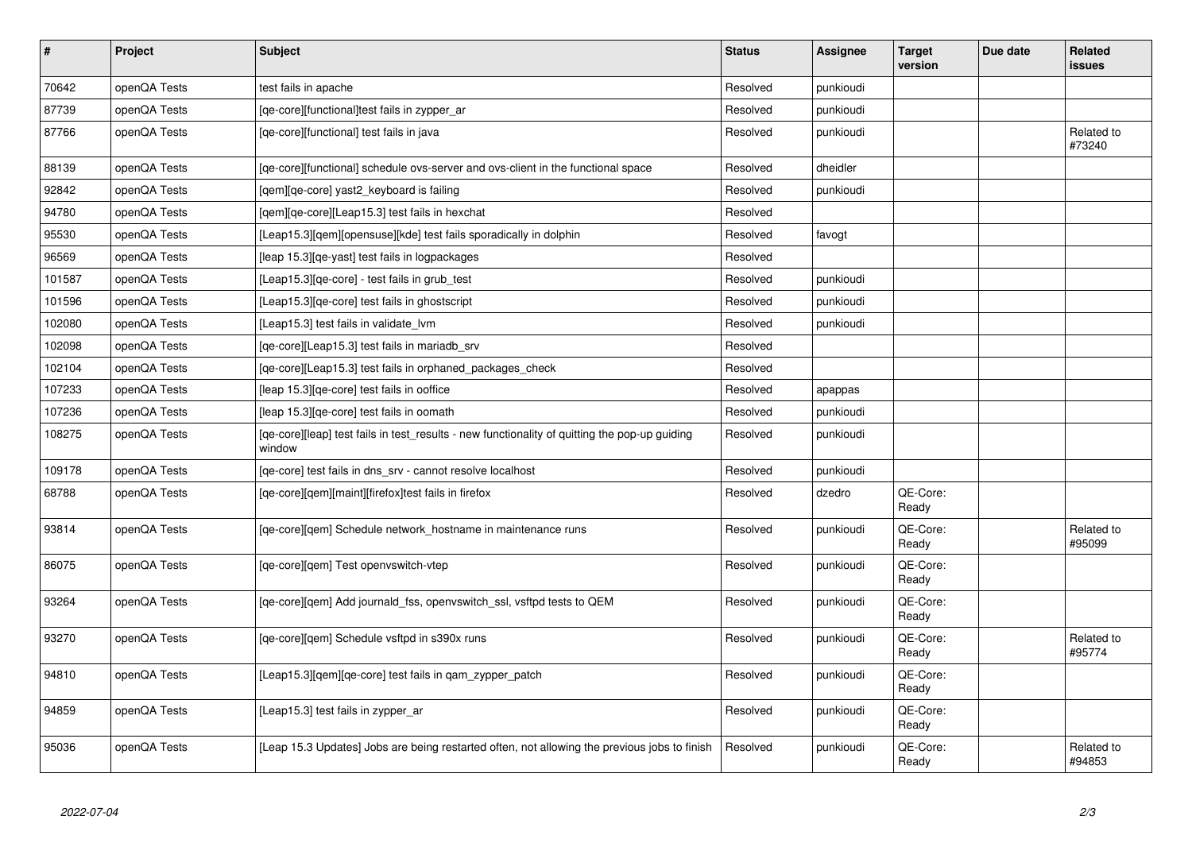| # | Project | Subject | Status | Assignee | Target version | Due date | Related issues |
|---|---|---|---|---|---|---|---|
| 70642 | openQA Tests | test fails in apache | Resolved | punkioudi | | | |
| 87739 | openQA Tests | [qe-core][functional]test fails in zypper_ar | Resolved | punkioudi | | | |
| 87766 | openQA Tests | [qe-core][functional] test fails in java | Resolved | punkioudi | | | Related to #73240 |
| 88139 | openQA Tests | [qe-core][functional] schedule ovs-server and ovs-client in the functional space | Resolved | dheidler | | | |
| 92842 | openQA Tests | [qem][qe-core] yast2_keyboard is failing | Resolved | punkioudi | | | |
| 94780 | openQA Tests | [qem][qe-core][Leap15.3] test fails in hexchat | Resolved | | | | |
| 95530 | openQA Tests | [Leap15.3][qem][opensuse][kde] test fails sporadically in dolphin | Resolved | favogt | | | |
| 96569 | openQA Tests | [leap 15.3][qe-yast] test fails in logpackages | Resolved | | | | |
| 101587 | openQA Tests | [Leap15.3][qe-core] - test fails in grub_test | Resolved | punkioudi | | | |
| 101596 | openQA Tests | [Leap15.3][qe-core] test fails in ghostscript | Resolved | punkioudi | | | |
| 102080 | openQA Tests | [Leap15.3] test fails in validate_lvm | Resolved | punkioudi | | | |
| 102098 | openQA Tests | [qe-core][Leap15.3] test fails in mariadb_srv | Resolved | | | | |
| 102104 | openQA Tests | [qe-core][Leap15.3] test fails in orphaned_packages_check | Resolved | | | | |
| 107233 | openQA Tests | [leap 15.3][qe-core] test fails in ooffice | Resolved | apappas | | | |
| 107236 | openQA Tests | [leap 15.3][qe-core] test fails in oomath | Resolved | punkioudi | | | |
| 108275 | openQA Tests | [qe-core][leap] test fails in test_results - new functionality of quitting the pop-up guiding window | Resolved | punkioudi | | | |
| 109178 | openQA Tests | [qe-core] test fails in dns_srv - cannot resolve localhost | Resolved | punkioudi | | | |
| 68788 | openQA Tests | [qe-core][qem][maint][firefox]test fails in firefox | Resolved | dzedro | QE-Core: Ready | | |
| 93814 | openQA Tests | [qe-core][qem] Schedule network_hostname in maintenance runs | Resolved | punkioudi | QE-Core: Ready | | Related to #95099 |
| 86075 | openQA Tests | [qe-core][qem] Test openvswitch-vtep | Resolved | punkioudi | QE-Core: Ready | | |
| 93264 | openQA Tests | [qe-core][qem] Add journald_fss, openvswitch_ssl, vsftpd tests to QEM | Resolved | punkioudi | QE-Core: Ready | | |
| 93270 | openQA Tests | [qe-core][qem] Schedule vsftpd in s390x runs | Resolved | punkioudi | QE-Core: Ready | | Related to #95774 |
| 94810 | openQA Tests | [Leap15.3][qem][qe-core] test fails in qam_zypper_patch | Resolved | punkioudi | QE-Core: Ready | | |
| 94859 | openQA Tests | [Leap15.3] test fails in zypper_ar | Resolved | punkioudi | QE-Core: Ready | | |
| 95036 | openQA Tests | [Leap 15.3 Updates] Jobs are being restarted often, not allowing the previous jobs to finish | Resolved | punkioudi | QE-Core: Ready | | Related to #94853 |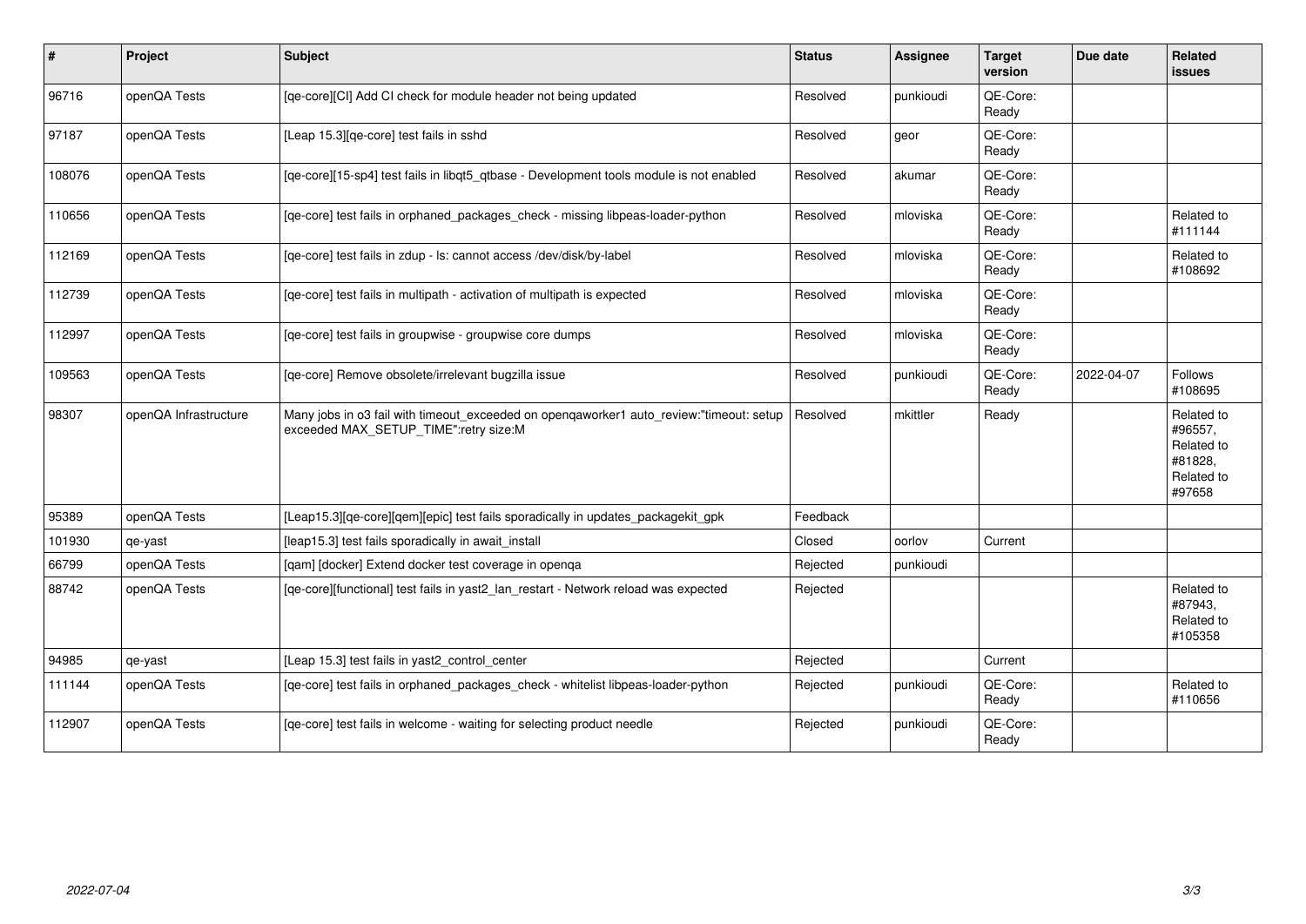| # | Project | Subject | Status | Assignee | Target version | Due date | Related issues |
|---|---|---|---|---|---|---|---|
| 96716 | openQA Tests | [qe-core][CI] Add CI check for module header not being updated | Resolved | punkioudi | QE-Core: Ready | | |
| 97187 | openQA Tests | [Leap 15.3][qe-core] test fails in sshd | Resolved | geor | QE-Core: Ready | | |
| 108076 | openQA Tests | [qe-core][15-sp4] test fails in libqt5_qtbase - Development tools module is not enabled | Resolved | akumar | QE-Core: Ready | | |
| 110656 | openQA Tests | [qe-core] test fails in orphaned_packages_check - missing libpeas-loader-python | Resolved | mloviska | QE-Core: Ready | | Related to #111144 |
| 112169 | openQA Tests | [qe-core] test fails in zdup - ls: cannot access /dev/disk/by-label | Resolved | mloviska | QE-Core: Ready | | Related to #108692 |
| 112739 | openQA Tests | [qe-core] test fails in multipath - activation of multipath is expected | Resolved | mloviska | QE-Core: Ready | | |
| 112997 | openQA Tests | [qe-core] test fails in groupwise - groupwise core dumps | Resolved | mloviska | QE-Core: Ready | | |
| 109563 | openQA Tests | [qe-core] Remove obsolete/irrelevant bugzilla issue | Resolved | punkioudi | QE-Core: Ready | 2022-04-07 | Follows #108695 |
| 98307 | openQA Infrastructure | Many jobs in o3 fail with timeout_exceeded on openqaworker1 auto_review:"timeout: setup exceeded MAX_SETUP_TIME":retry size:M | Resolved | mkittler | Ready | | Related to #96557, Related to #81828, Related to #97658 |
| 95389 | openQA Tests | [Leap15.3][qe-core][qem][epic] test fails sporadically in updates_packagekit_gpk | Feedback | | | | |
| 101930 | qe-yast | [leap15.3] test fails sporadically in await_install | Closed | oorlov | Current | | |
| 66799 | openQA Tests | [qam] [docker] Extend docker test coverage in openqa | Rejected | punkioudi | | | |
| 88742 | openQA Tests | [qe-core][functional] test fails in yast2_lan_restart - Network reload was expected | Rejected | | | | Related to #87943, Related to #105358 |
| 94985 | qe-yast | [Leap 15.3] test fails in yast2_control_center | Rejected | | Current | | |
| 111144 | openQA Tests | [qe-core] test fails in orphaned_packages_check - whitelist libpeas-loader-python | Rejected | punkioudi | QE-Core: Ready | | Related to #110656 |
| 112907 | openQA Tests | [qe-core] test fails in welcome - waiting for selecting product needle | Rejected | punkioudi | QE-Core: Ready | | |